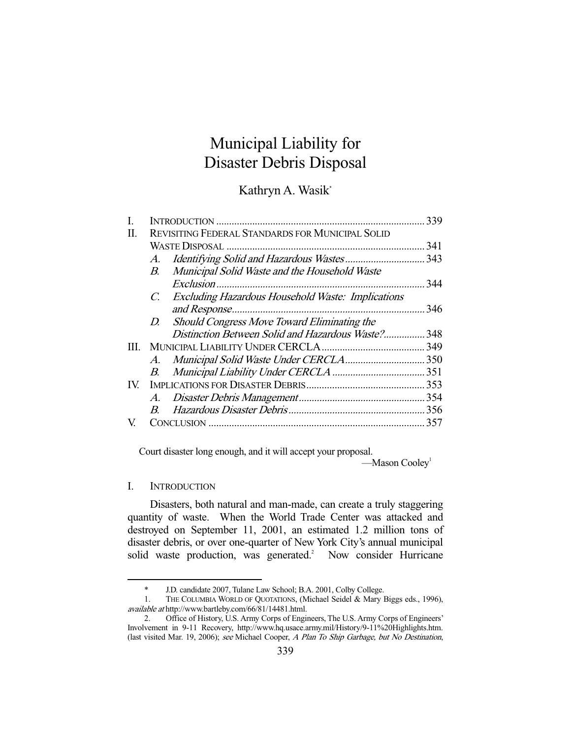# Municipal Liability for Disaster Debris Disposal

Kathryn A. Wasik*

| | | |
|---|---|---|
| I. | INTRODUCTION | 339 |
| II. | REVISITING FEDERAL STANDARDS FOR MUNICIPAL SOLID WASTE DISPOSAL | 341 |
| | *A. Identifying Solid and Hazardous Wastes* | 343 |
| | *B. Municipal Solid Waste and the Household Waste Exclusion* | 344 |
| | *C. Excluding Hazardous Household Waste: Implications and Response* | 346 |
| | *D. Should Congress Move Toward Eliminating the Distinction Between Solid and Hazardous Waste?* | 348 |
| III. | MUNICIPAL LIABILITY UNDER CERCLA | 349 |
| | *A. Municipal Solid Waste Under CERCLA* | 350 |
| | *B. Municipal Liability Under CERCLA* | 351 |
| IV. | IMPLICATIONS FOR DISASTER DEBRIS | 353 |
| | *A. Disaster Debris Management* | 354 |
| | *B. Hazardous Disaster Debris* | 356 |
| V. | CONCLUSION | 357 |

Court disaster long enough, and it will accept your proposal.

—Mason Cooley[1]

## I. INTRODUCTION

Disasters, both natural and man-made, can create a truly staggering quantity of waste. When the World Trade Center was attacked and destroyed on September 11, 2001, an estimated 1.2 million tons of disaster debris, or over one-quarter of New York City's annual municipal solid waste production, was generated.[2] Now consider Hurricane

---

\* J.D. candidate 2007, Tulane Law School; B.A. 2001, Colby College.

1. THE COLUMBIA WORLD OF QUOTATIONS, (Michael Seidel & Mary Biggs eds., 1996), *available at* http://www.bartleby.com/66/81/14481.html.

2. Office of History, U.S. Army Corps of Engineers, The U.S. Army Corps of Engineers' Involvement in 9-11 Recovery, http://www.hq.usace.army.mil/History/9-11%20Highlights.htm. (last visited Mar. 19, 2006); *see* Michael Cooper, *A Plan To Ship Garbage, but No Destination*,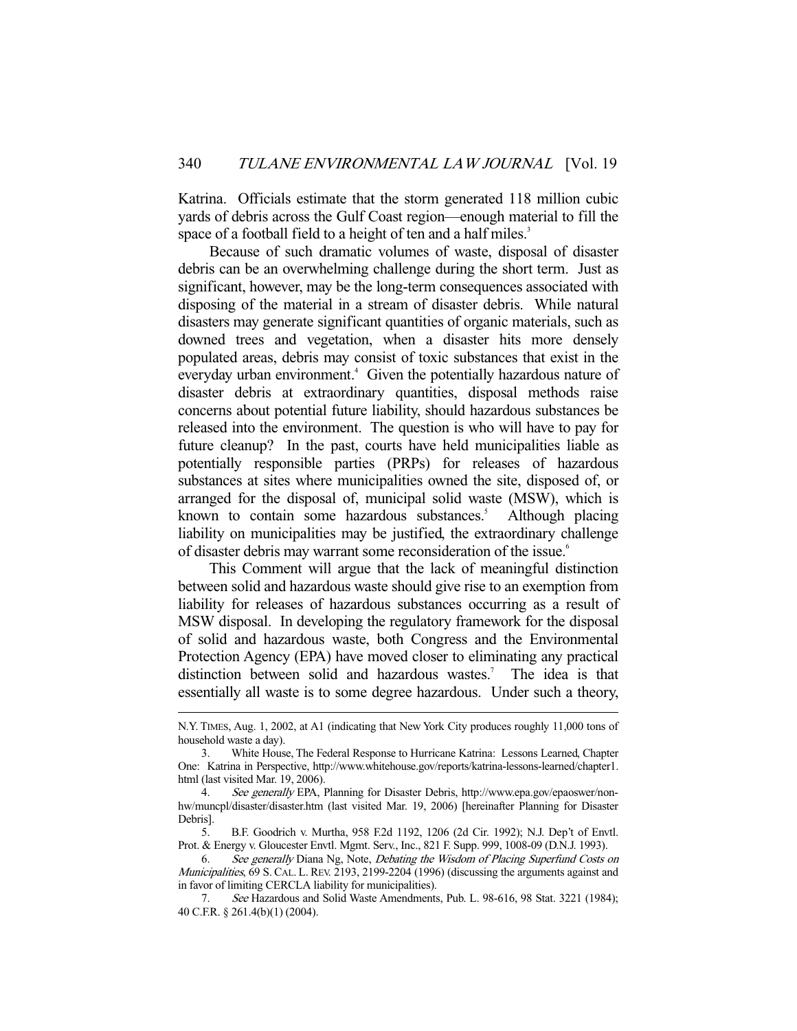Katrina. Officials estimate that the storm generated 118 million cubic yards of debris across the Gulf Coast region—enough material to fill the space of a football field to a height of ten and a half miles.[3]

Because of such dramatic volumes of waste, disposal of disaster debris can be an overwhelming challenge during the short term. Just as significant, however, may be the long-term consequences associated with disposing of the material in a stream of disaster debris. While natural disasters may generate significant quantities of organic materials, such as downed trees and vegetation, when a disaster hits more densely populated areas, debris may consist of toxic substances that exist in the everyday urban environment.[4] Given the potentially hazardous nature of disaster debris at extraordinary quantities, disposal methods raise concerns about potential future liability, should hazardous substances be released into the environment. The question is who will have to pay for future cleanup? In the past, courts have held municipalities liable as potentially responsible parties (PRPs) for releases of hazardous substances at sites where municipalities owned the site, disposed of, or arranged for the disposal of, municipal solid waste (MSW), which is known to contain some hazardous substances.[5] Although placing liability on municipalities may be justified, the extraordinary challenge of disaster debris may warrant some reconsideration of the issue.[6]

This Comment will argue that the lack of meaningful distinction between solid and hazardous waste should give rise to an exemption from liability for releases of hazardous substances occurring as a result of MSW disposal. In developing the regulatory framework for the disposal of solid and hazardous waste, both Congress and the Environmental Protection Agency (EPA) have moved closer to eliminating any practical distinction between solid and hazardous wastes.[7] The idea is that essentially all waste is to some degree hazardous. Under such a theory,

---

N.Y. TIMES, Aug. 1, 2002, at A1 (indicating that New York City produces roughly 11,000 tons of household waste a day).

3. White House, The Federal Response to Hurricane Katrina: Lessons Learned, Chapter One: Katrina in Perspective, http://www.whitehouse.gov/reports/katrina-lessons-learned/chapter1.html (last visited Mar. 19, 2006).

4. *See generally* EPA, Planning for Disaster Debris, http://www.epa.gov/epaoswer/non-hw/muncpl/disaster/disaster.htm (last visited Mar. 19, 2006) [hereinafter Planning for Disaster Debris].

5. B.F. Goodrich v. Murtha, 958 F.2d 1192, 1206 (2d Cir. 1992); N.J. Dep't of Envtl. Prot. & Energy v. Gloucester Envtl. Mgmt. Serv., Inc., 821 F. Supp. 999, 1008-09 (D.N.J. 1993).

6. *See generally* Diana Ng, Note, *Debating the Wisdom of Placing Superfund Costs on Municipalities*, 69 S. CAL. L. REV. 2193, 2199-2204 (1996) (discussing the arguments against and in favor of limiting CERCLA liability for municipalities).

7. *See* Hazardous and Solid Waste Amendments, Pub. L. 98-616, 98 Stat. 3221 (1984); 40 C.F.R. § 261.4(b)(1) (2004).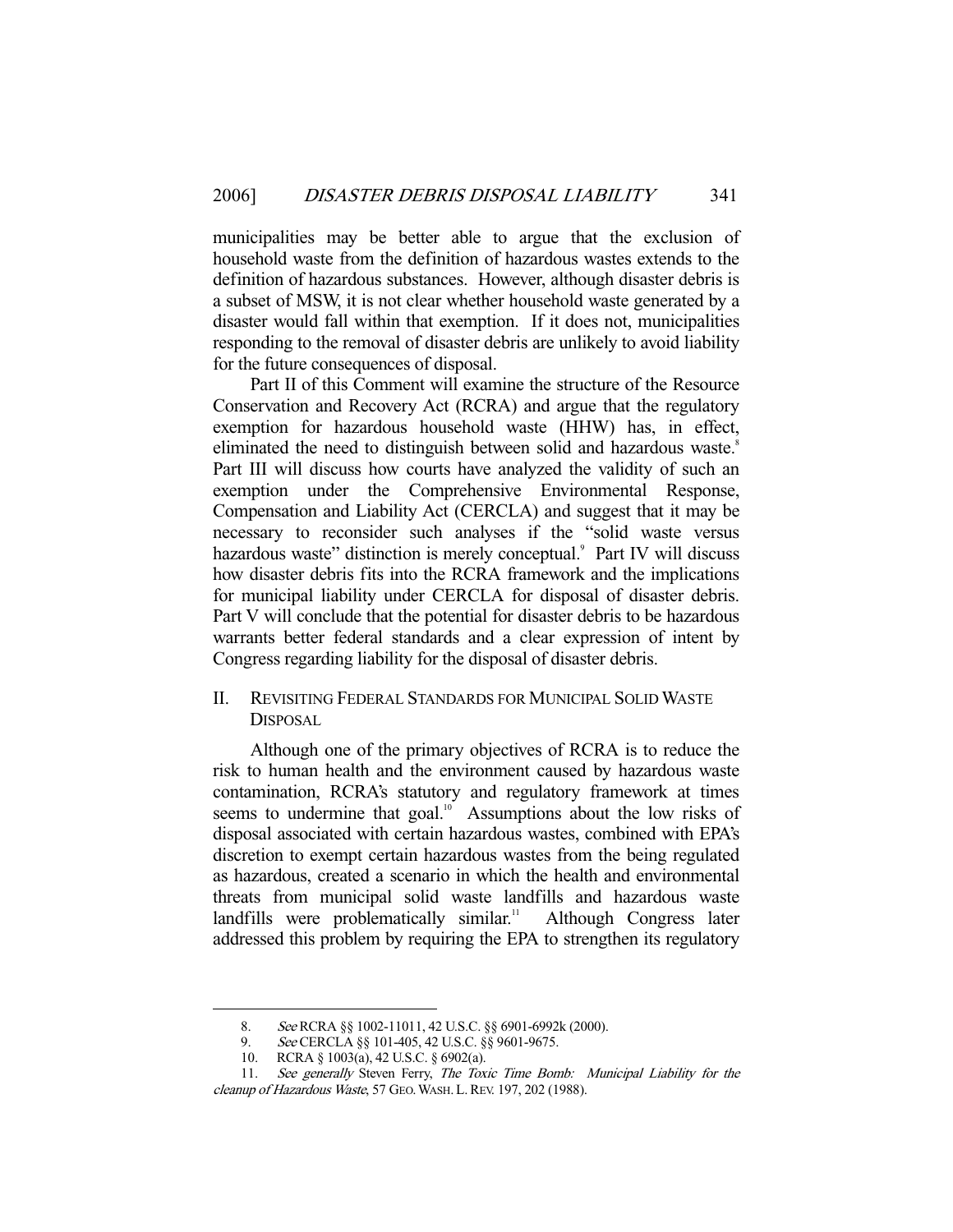municipalities may be better able to argue that the exclusion of household waste from the definition of hazardous wastes extends to the definition of hazardous substances. However, although disaster debris is a subset of MSW, it is not clear whether household waste generated by a disaster would fall within that exemption. If it does not, municipalities responding to the removal of disaster debris are unlikely to avoid liability for the future consequences of disposal.

Part II of this Comment will examine the structure of the Resource Conservation and Recovery Act (RCRA) and argue that the regulatory exemption for hazardous household waste (HHW) has, in effect, eliminated the need to distinguish between solid and hazardous waste.[8] Part III will discuss how courts have analyzed the validity of such an exemption under the Comprehensive Environmental Response, Compensation and Liability Act (CERCLA) and suggest that it may be necessary to reconsider such analyses if the "solid waste versus hazardous waste" distinction is merely conceptual.[9] Part IV will discuss how disaster debris fits into the RCRA framework and the implications for municipal liability under CERCLA for disposal of disaster debris. Part V will conclude that the potential for disaster debris to be hazardous warrants better federal standards and a clear expression of intent by Congress regarding liability for the disposal of disaster debris.

## II. REVISITING FEDERAL STANDARDS FOR MUNICIPAL SOLID WASTE DISPOSAL

Although one of the primary objectives of RCRA is to reduce the risk to human health and the environment caused by hazardous waste contamination, RCRA's statutory and regulatory framework at times seems to undermine that goal.[10] Assumptions about the low risks of disposal associated with certain hazardous wastes, combined with EPA's discretion to exempt certain hazardous wastes from the being regulated as hazardous, created a scenario in which the health and environmental threats from municipal solid waste landfills and hazardous waste landfills were problematically similar.[11] Although Congress later addressed this problem by requiring the EPA to strengthen its regulatory

---

8. *See* RCRA §§ 1002-11011, 42 U.S.C. §§ 6901-6992k (2000).

9. *See* CERCLA §§ 101-405, 42 U.S.C. §§ 9601-9675.

10. RCRA § 1003(a), 42 U.S.C. § 6902(a).

11. *See generally* Steven Ferry, *The Toxic Time Bomb: Municipal Liability for the cleanup of Hazardous Waste*, 57 GEO. WASH. L. REV. 197, 202 (1988).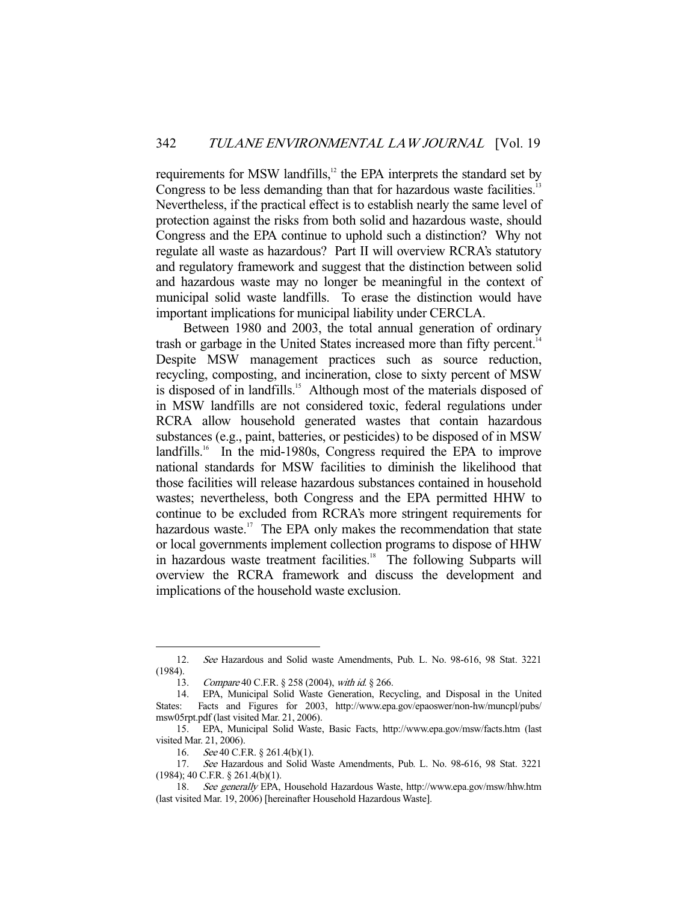requirements for MSW landfills,[12] the EPA interprets the standard set by Congress to be less demanding than that for hazardous waste facilities.[13] Nevertheless, if the practical effect is to establish nearly the same level of protection against the risks from both solid and hazardous waste, should Congress and the EPA continue to uphold such a distinction? Why not regulate all waste as hazardous? Part II will overview RCRA's statutory and regulatory framework and suggest that the distinction between solid and hazardous waste may no longer be meaningful in the context of municipal solid waste landfills. To erase the distinction would have important implications for municipal liability under CERCLA.

Between 1980 and 2003, the total annual generation of ordinary trash or garbage in the United States increased more than fifty percent.[14] Despite MSW management practices such as source reduction, recycling, composting, and incineration, close to sixty percent of MSW is disposed of in landfills.[15] Although most of the materials disposed of in MSW landfills are not considered toxic, federal regulations under RCRA allow household generated wastes that contain hazardous substances (e.g., paint, batteries, or pesticides) to be disposed of in MSW landfills.[16] In the mid-1980s, Congress required the EPA to improve national standards for MSW facilities to diminish the likelihood that those facilities will release hazardous substances contained in household wastes; nevertheless, both Congress and the EPA permitted HHW to continue to be excluded from RCRA's more stringent requirements for hazardous waste.[17] The EPA only makes the recommendation that state or local governments implement collection programs to dispose of HHW in hazardous waste treatment facilities.[18] The following Subparts will overview the RCRA framework and discuss the development and implications of the household waste exclusion.

---

12. *See* Hazardous and Solid waste Amendments, Pub. L. No. 98-616, 98 Stat. 3221 (1984).

13. *Compare* 40 C.F.R. § 258 (2004), *with id.* § 266.

14. EPA, Municipal Solid Waste Generation, Recycling, and Disposal in the United States: Facts and Figures for 2003, http://www.epa.gov/epaoswer/non-hw/muncpl/pubs/msw05rpt.pdf (last visited Mar. 21, 2006).

15. EPA, Municipal Solid Waste, Basic Facts, http://www.epa.gov/msw/facts.htm (last visited Mar. 21, 2006).

16. *See* 40 C.F.R. § 261.4(b)(1).

17. *See* Hazardous and Solid Waste Amendments, Pub. L. No. 98-616, 98 Stat. 3221 (1984); 40 C.F.R. § 261.4(b)(1).

18. *See generally* EPA, Household Hazardous Waste, http://www.epa.gov/msw/hhw.htm (last visited Mar. 19, 2006) [hereinafter Household Hazardous Waste].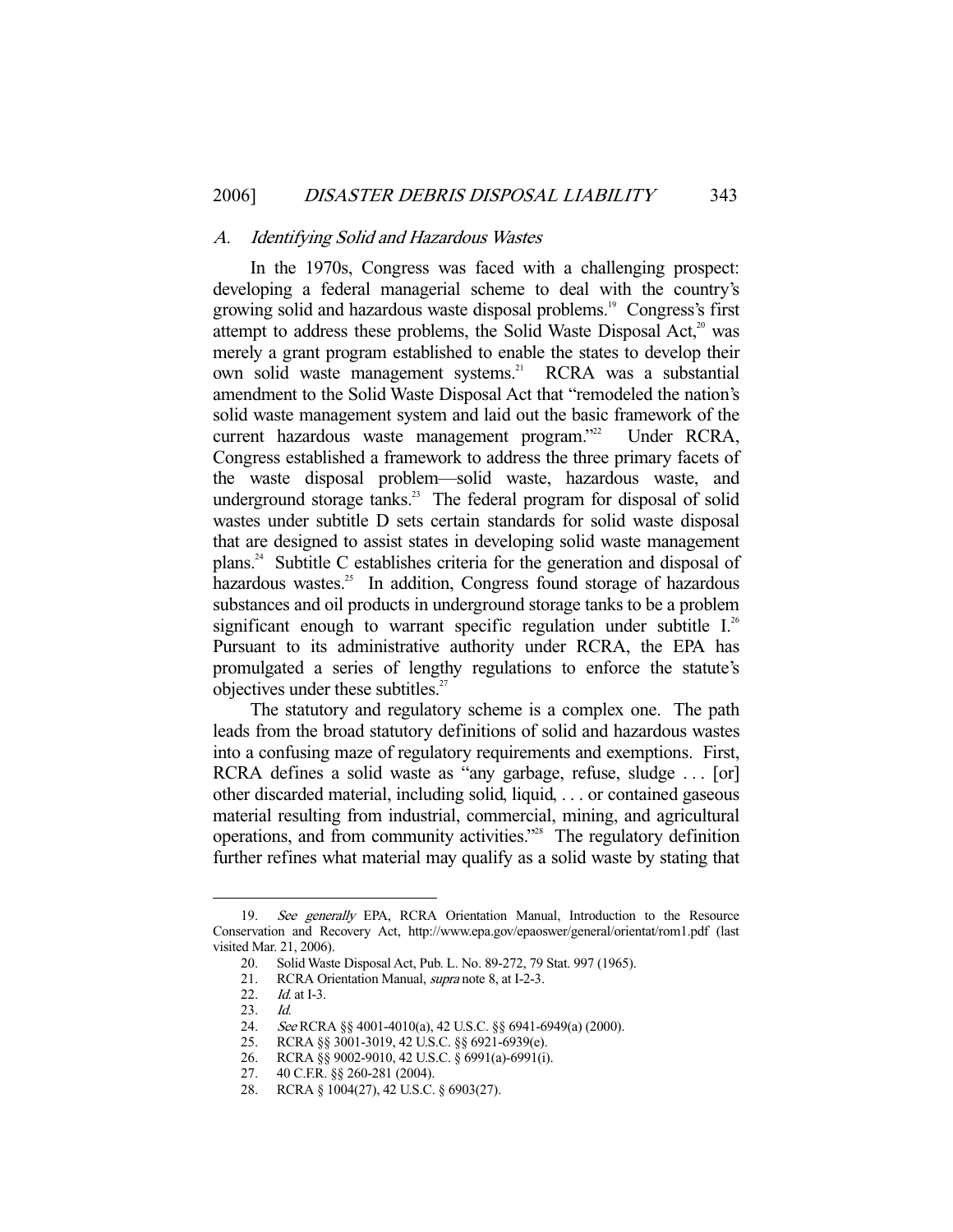### *A. Identifying Solid and Hazardous Wastes*

In the 1970s, Congress was faced with a challenging prospect: developing a federal managerial scheme to deal with the country's growing solid and hazardous waste disposal problems.[19] Congress's first attempt to address these problems, the Solid Waste Disposal Act,[20] was merely a grant program established to enable the states to develop their own solid waste management systems.[21] RCRA was a substantial amendment to the Solid Waste Disposal Act that "remodeled the nation's solid waste management system and laid out the basic framework of the current hazardous waste management program."[22] Under RCRA, Congress established a framework to address the three primary facets of the waste disposal problem—solid waste, hazardous waste, and underground storage tanks.[23] The federal program for disposal of solid wastes under subtitle D sets certain standards for solid waste disposal that are designed to assist states in developing solid waste management plans.[24] Subtitle C establishes criteria for the generation and disposal of hazardous wastes.[25] In addition, Congress found storage of hazardous substances and oil products in underground storage tanks to be a problem significant enough to warrant specific regulation under subtitle I.[26] Pursuant to its administrative authority under RCRA, the EPA has promulgated a series of lengthy regulations to enforce the statute's objectives under these subtitles.[27]

The statutory and regulatory scheme is a complex one. The path leads from the broad statutory definitions of solid and hazardous wastes into a confusing maze of regulatory requirements and exemptions. First, RCRA defines a solid waste as "any garbage, refuse, sludge . . . [or] other discarded material, including solid, liquid, . . . or contained gaseous material resulting from industrial, commercial, mining, and agricultural operations, and from community activities."[28] The regulatory definition further refines what material may qualify as a solid waste by stating that

---

19. *See generally* EPA, RCRA Orientation Manual, Introduction to the Resource Conservation and Recovery Act, http://www.epa.gov/epaoswer/general/orientat/rom1.pdf (last visited Mar. 21, 2006).
20. Solid Waste Disposal Act, Pub. L. No. 89-272, 79 Stat. 997 (1965).
21. RCRA Orientation Manual, *supra* note 8, at I-2-3.
22. *Id.* at I-3.
23. *Id.*
24. *See* RCRA §§ 4001-4010(a), 42 U.S.C. §§ 6941-6949(a) (2000).
25. RCRA §§ 3001-3019, 42 U.S.C. §§ 6921-6939(e).
26. RCRA §§ 9002-9010, 42 U.S.C. § 6991(a)-6991(i).
27. 40 C.F.R. §§ 260-281 (2004).
28. RCRA § 1004(27), 42 U.S.C. § 6903(27).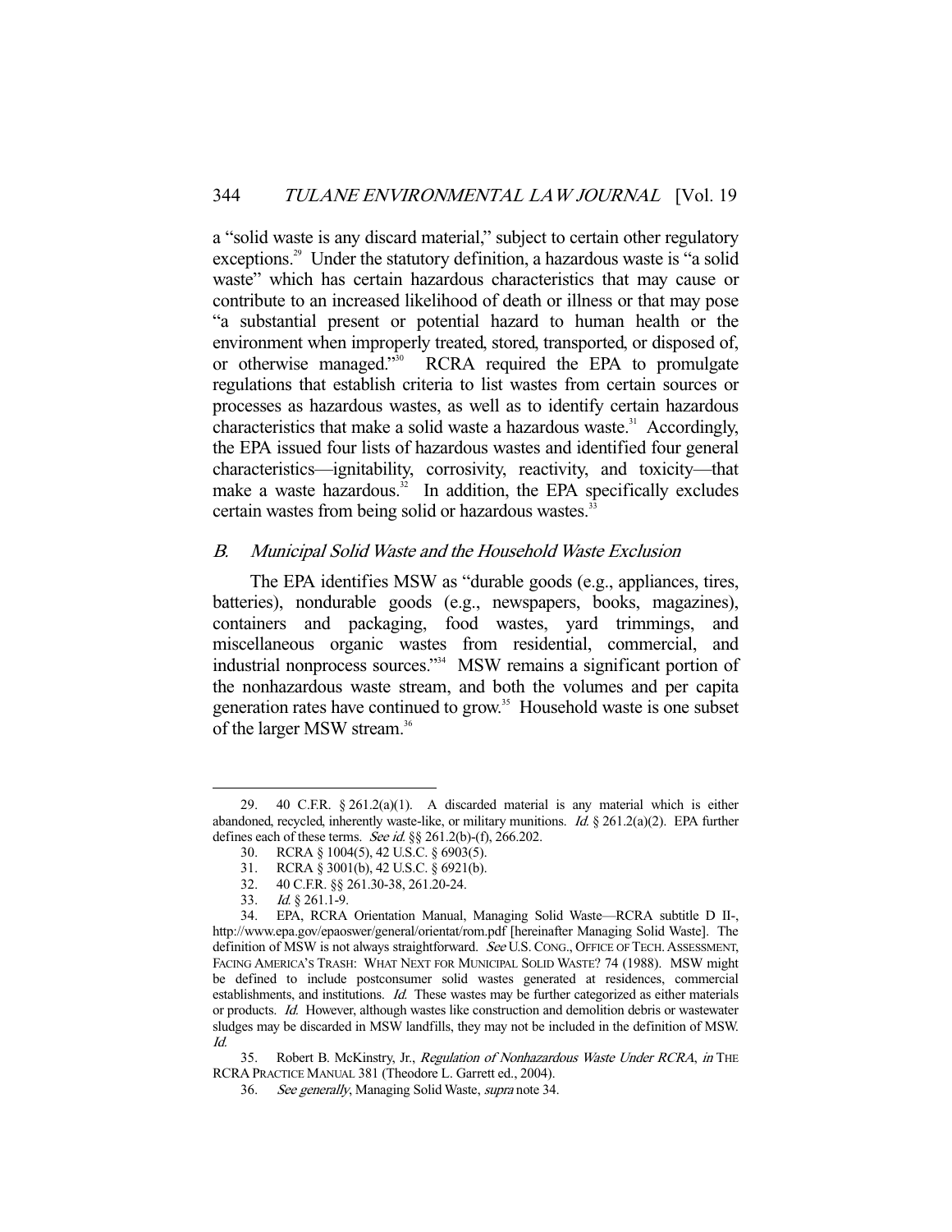a "solid waste is any discard material," subject to certain other regulatory exceptions.[29] Under the statutory definition, a hazardous waste is "a solid waste" which has certain hazardous characteristics that may cause or contribute to an increased likelihood of death or illness or that may pose "a substantial present or potential hazard to human health or the environment when improperly treated, stored, transported, or disposed of, or otherwise managed."[30] RCRA required the EPA to promulgate regulations that establish criteria to list wastes from certain sources or processes as hazardous wastes, as well as to identify certain hazardous characteristics that make a solid waste a hazardous waste.[31] Accordingly, the EPA issued four lists of hazardous wastes and identified four general characteristics—ignitability, corrosivity, reactivity, and toxicity—that make a waste hazardous.[32] In addition, the EPA specifically excludes certain wastes from being solid or hazardous wastes.[33]

### *B. Municipal Solid Waste and the Household Waste Exclusion*

The EPA identifies MSW as "durable goods (e.g., appliances, tires, batteries), nondurable goods (e.g., newspapers, books, magazines), containers and packaging, food wastes, yard trimmings, and miscellaneous organic wastes from residential, commercial, and industrial nonprocess sources."[34] MSW remains a significant portion of the nonhazardous waste stream, and both the volumes and per capita generation rates have continued to grow.[35] Household waste is one subset of the larger MSW stream.[36]

---

29. 40 C.F.R. § 261.2(a)(1). A discarded material is any material which is either abandoned, recycled, inherently waste-like, or military munitions. *Id.* § 261.2(a)(2). EPA further defines each of these terms. *See id.* §§ 261.2(b)-(f), 266.202.

30. RCRA § 1004(5), 42 U.S.C. § 6903(5).

31. RCRA § 3001(b), 42 U.S.C. § 6921(b).

32. 40 C.F.R. §§ 261.30-38, 261.20-24.

33. *Id.* § 261.1-9.

34. EPA, RCRA Orientation Manual, Managing Solid Waste—RCRA subtitle D II-, http://www.epa.gov/epaoswer/general/orientat/rom.pdf [hereinafter Managing Solid Waste]. The definition of MSW is not always straightforward. *See* U.S. CONG., OFFICE OF TECH. ASSESSMENT, FACING AMERICA'S TRASH: WHAT NEXT FOR MUNICIPAL SOLID WASTE? 74 (1988). MSW might be defined to include postconsumer solid wastes generated at residences, commercial establishments, and institutions. *Id.* These wastes may be further categorized as either materials or products. *Id.* However, although wastes like construction and demolition debris or wastewater sludges may be discarded in MSW landfills, they may not be included in the definition of MSW. *Id.*

35. Robert B. McKinstry, Jr., *Regulation of Nonhazardous Waste Under RCRA*, *in* THE RCRA PRACTICE MANUAL 381 (Theodore L. Garrett ed., 2004).

36. *See generally*, Managing Solid Waste, *supra* note 34.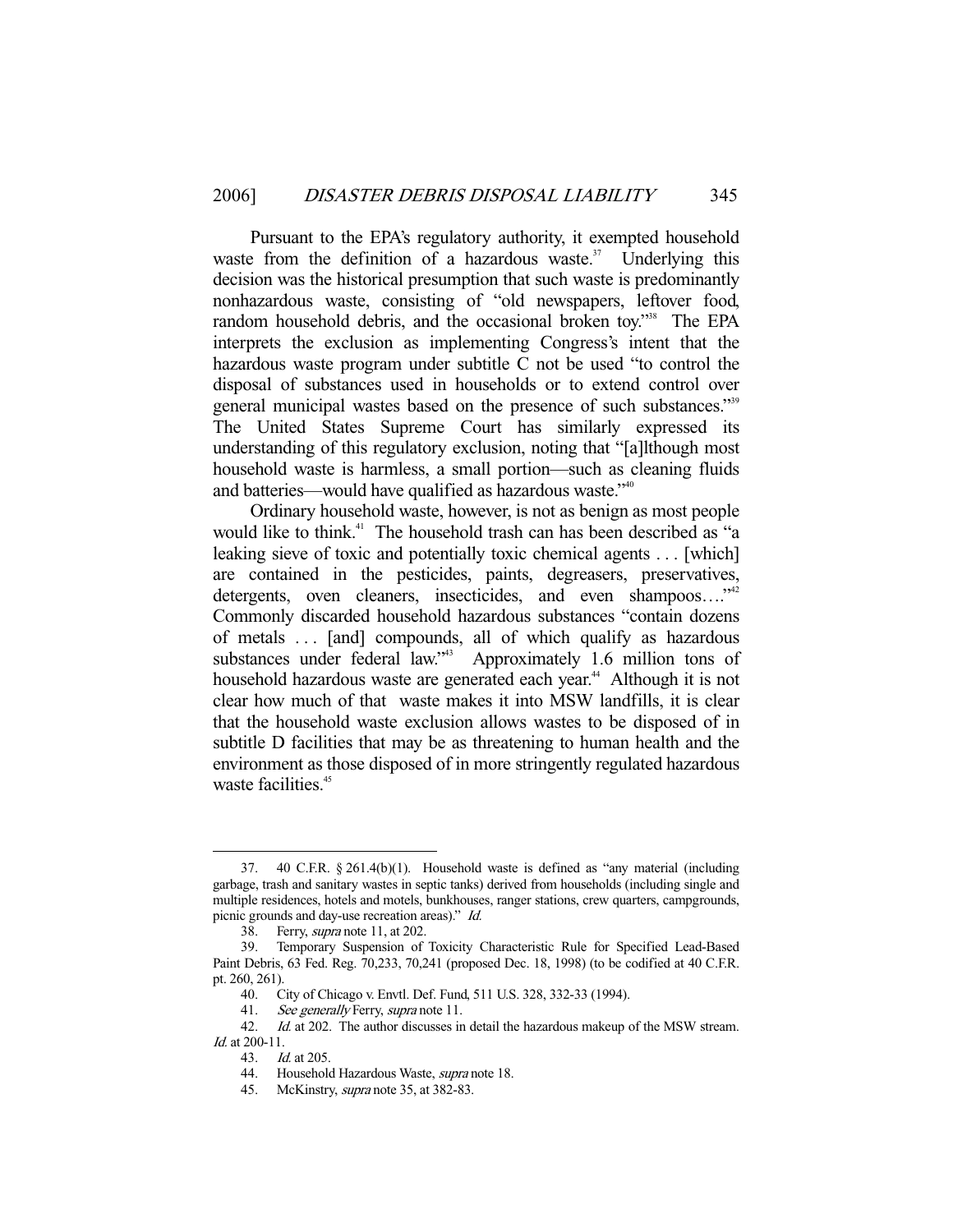Pursuant to the EPA's regulatory authority, it exempted household waste from the definition of a hazardous waste.[37] Underlying this decision was the historical presumption that such waste is predominantly nonhazardous waste, consisting of "old newspapers, leftover food, random household debris, and the occasional broken toy."[38] The EPA interprets the exclusion as implementing Congress's intent that the hazardous waste program under subtitle C not be used "to control the disposal of substances used in households or to extend control over general municipal wastes based on the presence of such substances."[39] The United States Supreme Court has similarly expressed its understanding of this regulatory exclusion, noting that "[a]lthough most household waste is harmless, a small portion—such as cleaning fluids and batteries—would have qualified as hazardous waste."[40]

Ordinary household waste, however, is not as benign as most people would like to think.[41] The household trash can has been described as "a leaking sieve of toxic and potentially toxic chemical agents . . . [which] are contained in the pesticides, paints, degreasers, preservatives, detergents, oven cleaners, insecticides, and even shampoos. . . ."[42] Commonly discarded household hazardous substances "contain dozens of metals . . . [and] compounds, all of which qualify as hazardous substances under federal law."[43] Approximately 1.6 million tons of household hazardous waste are generated each year.[44] Although it is not clear how much of that waste makes it into MSW landfills, it is clear that the household waste exclusion allows wastes to be disposed of in subtitle D facilities that may be as threatening to human health and the environment as those disposed of in more stringently regulated hazardous waste facilities.[45]

---

37. 40 C.F.R. § 261.4(b)(1). Household waste is defined as "any material (including garbage, trash and sanitary wastes in septic tanks) derived from households (including single and multiple residences, hotels and motels, bunkhouses, ranger stations, crew quarters, campgrounds, picnic grounds and day-use recreation areas)." *Id.*

38. Ferry, *supra* note 11, at 202.

39. Temporary Suspension of Toxicity Characteristic Rule for Specified Lead-Based Paint Debris, 63 Fed. Reg. 70,233, 70,241 (proposed Dec. 18, 1998) (to be codified at 40 C.F.R. pt. 260, 261).

40. City of Chicago v. Envtl. Def. Fund, 511 U.S. 328, 332-33 (1994).

41. *See generally* Ferry, *supra* note 11.

42. *Id.* at 202. The author discusses in detail the hazardous makeup of the MSW stream. *Id.* at 200-11.

43. *Id.* at 205.

44. Household Hazardous Waste, *supra* note 18.

45. McKinstry, *supra* note 35, at 382-83.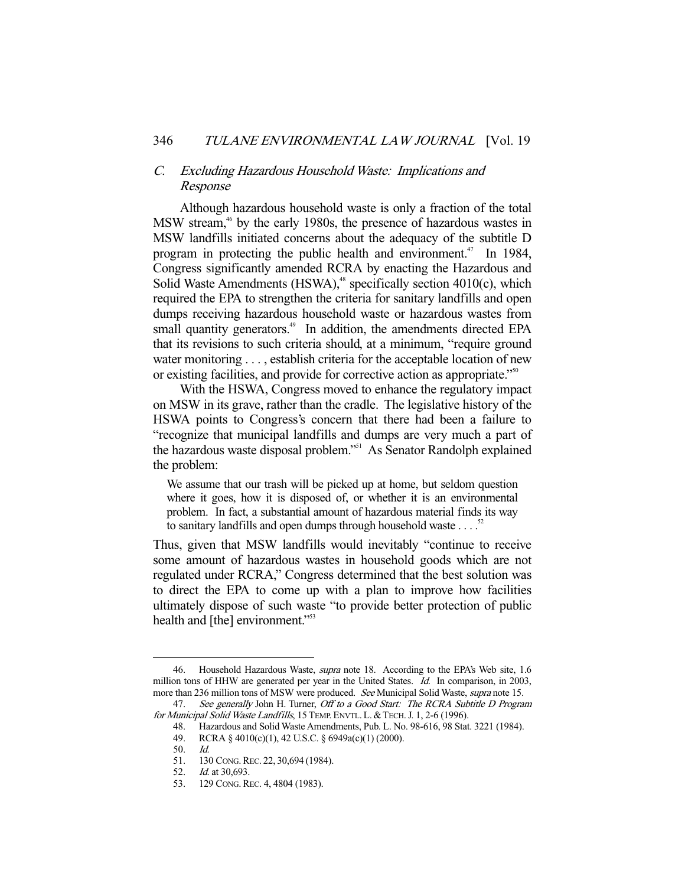### C. *Excluding Hazardous Household Waste: Implications and Response*

Although hazardous household waste is only a fraction of the total MSW stream,[46] by the early 1980s, the presence of hazardous wastes in MSW landfills initiated concerns about the adequacy of the subtitle D program in protecting the public health and environment.[47] In 1984, Congress significantly amended RCRA by enacting the Hazardous and Solid Waste Amendments (HSWA),[48] specifically section 4010(c), which required the EPA to strengthen the criteria for sanitary landfills and open dumps receiving hazardous household waste or hazardous wastes from small quantity generators.[49] In addition, the amendments directed EPA that its revisions to such criteria should, at a minimum, "require ground water monitoring . . . , establish criteria for the acceptable location of new or existing facilities, and provide for corrective action as appropriate."[50]

With the HSWA, Congress moved to enhance the regulatory impact on MSW in its grave, rather than the cradle. The legislative history of the HSWA points to Congress's concern that there had been a failure to "recognize that municipal landfills and dumps are very much a part of the hazardous waste disposal problem."[51] As Senator Randolph explained the problem:

> We assume that our trash will be picked up at home, but seldom question where it goes, how it is disposed of, or whether it is an environmental problem. In fact, a substantial amount of hazardous material finds its way to sanitary landfills and open dumps through household waste . . . .[52]

Thus, given that MSW landfills would inevitably "continue to receive some amount of hazardous wastes in household goods which are not regulated under RCRA," Congress determined that the best solution was to direct the EPA to come up with a plan to improve how facilities ultimately dispose of such waste "to provide better protection of public health and [the] environment."[53]

---

46. Household Hazardous Waste, *supra* note 18. According to the EPA's Web site, 1.6 million tons of HHW are generated per year in the United States. *Id.* In comparison, in 2003, more than 236 million tons of MSW were produced. *See* Municipal Solid Waste, *supra* note 15.

47. *See generally* John H. Turner, *Off to a Good Start: The RCRA Subtitle D Program for Municipal Solid Waste Landfills*, 15 TEMP. ENVTL. L. & TECH. J. 1, 2-6 (1996).

48. Hazardous and Solid Waste Amendments, Pub. L. No. 98-616, 98 Stat. 3221 (1984).

49. RCRA § 4010(c)(1), 42 U.S.C. § 6949a(c)(1) (2000).

50. *Id.*

51. 130 CONG. REC. 22, 30,694 (1984).

52. *Id.* at 30,693.

53. 129 CONG. REC. 4, 4804 (1983).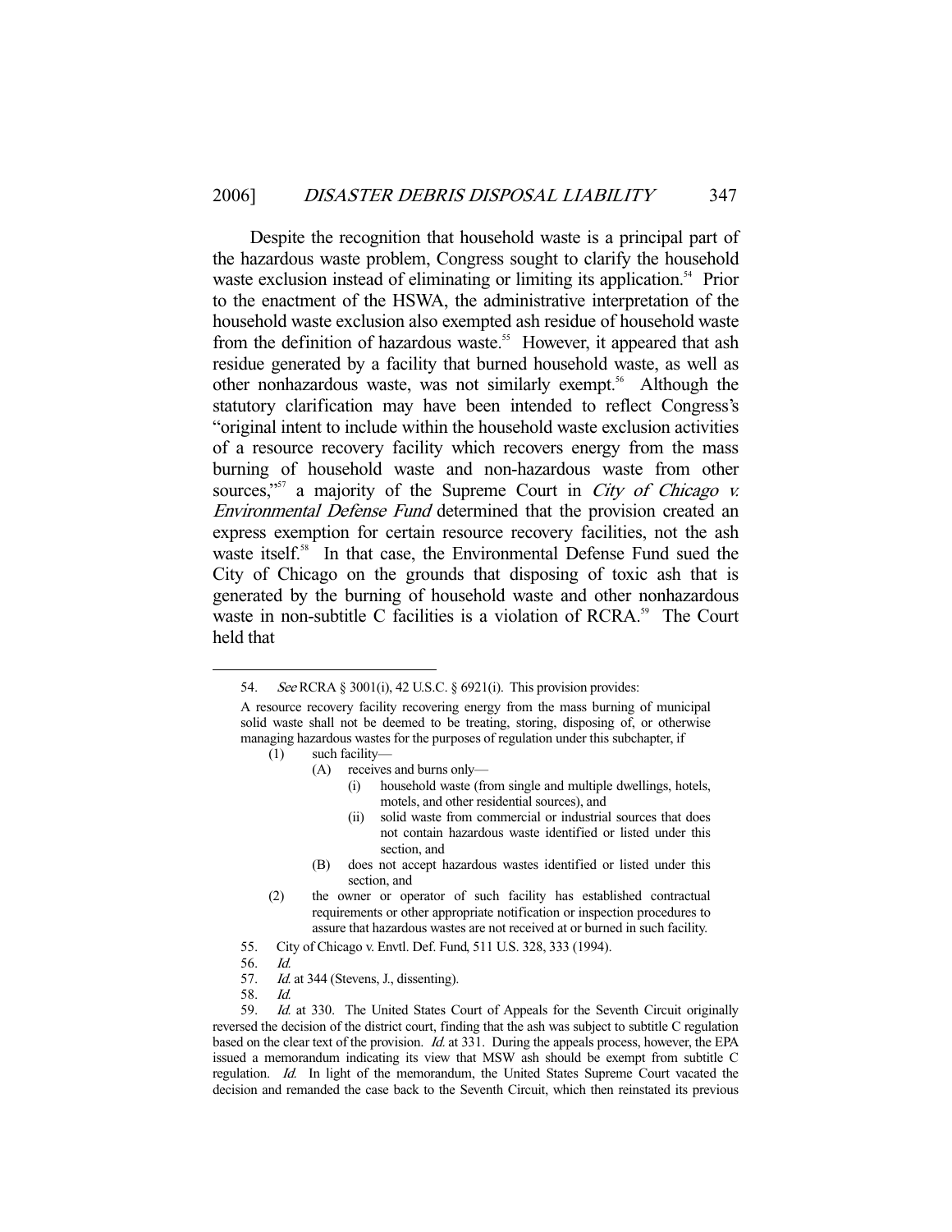Despite the recognition that household waste is a principal part of the hazardous waste problem, Congress sought to clarify the household waste exclusion instead of eliminating or limiting its application.[54] Prior to the enactment of the HSWA, the administrative interpretation of the household waste exclusion also exempted ash residue of household waste from the definition of hazardous waste.[55] However, it appeared that ash residue generated by a facility that burned household waste, as well as other nonhazardous waste, was not similarly exempt.[56] Although the statutory clarification may have been intended to reflect Congress's "original intent to include within the household waste exclusion activities of a resource recovery facility which recovers energy from the mass burning of household waste and non-hazardous waste from other sources,"[57] a majority of the Supreme Court in *City of Chicago v. Environmental Defense Fund* determined that the provision created an express exemption for certain resource recovery facilities, not the ash waste itself.[58] In that case, the Environmental Defense Fund sued the City of Chicago on the grounds that disposing of toxic ash that is generated by the burning of household waste and other nonhazardous waste in non-subtitle C facilities is a violation of RCRA.[59] The Court held that

---

54. *See* RCRA § 3001(i), 42 U.S.C. § 6921(i). This provision provides:

> A resource recovery facility recovering energy from the mass burning of municipal solid waste shall not be deemed to be treating, storing, disposing of, or otherwise managing hazardous wastes for the purposes of regulation under this subchapter, if
>
> (1) such facility—
>
> (A) receives and burns only—
>
> (i) household waste (from single and multiple dwellings, hotels, motels, and other residential sources), and
>
> (ii) solid waste from commercial or industrial sources that does not contain hazardous waste identified or listed under this section, and
>
> (B) does not accept hazardous wastes identified or listed under this section, and
>
> (2) the owner or operator of such facility has established contractual requirements or other appropriate notification or inspection procedures to assure that hazardous wastes are not received at or burned in such facility.

55. City of Chicago v. Envtl. Def. Fund, 511 U.S. 328, 333 (1994).

56. *Id.*

57. *Id.* at 344 (Stevens, J., dissenting).

58. *Id.*

59. *Id.* at 330. The United States Court of Appeals for the Seventh Circuit originally reversed the decision of the district court, finding that the ash was subject to subtitle C regulation based on the clear text of the provision. *Id.* at 331. During the appeals process, however, the EPA issued a memorandum indicating its view that MSW ash should be exempt from subtitle C regulation. *Id.* In light of the memorandum, the United States Supreme Court vacated the decision and remanded the case back to the Seventh Circuit, which then reinstated its previous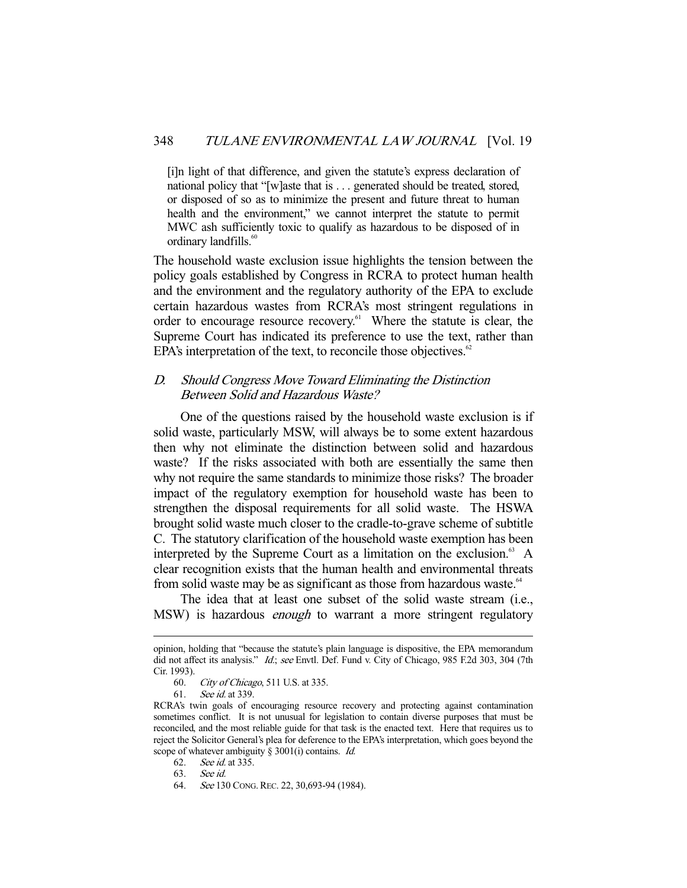> [i]n light of that difference, and given the statute's express declaration of national policy that "[w]aste that is . . . generated should be treated, stored, or disposed of so as to minimize the present and future threat to human health and the environment," we cannot interpret the statute to permit MWC ash sufficiently toxic to qualify as hazardous to be disposed of in ordinary landfills.[60]

The household waste exclusion issue highlights the tension between the policy goals established by Congress in RCRA to protect human health and the environment and the regulatory authority of the EPA to exclude certain hazardous wastes from RCRA's most stringent regulations in order to encourage resource recovery.[61] Where the statute is clear, the Supreme Court has indicated its preference to use the text, rather than EPA's interpretation of the text, to reconcile those objectives.[62]

### *D. Should Congress Move Toward Eliminating the Distinction Between Solid and Hazardous Waste?*

One of the questions raised by the household waste exclusion is if solid waste, particularly MSW, will always be to some extent hazardous then why not eliminate the distinction between solid and hazardous waste? If the risks associated with both are essentially the same then why not require the same standards to minimize those risks? The broader impact of the regulatory exemption for household waste has been to strengthen the disposal requirements for all solid waste. The HSWA brought solid waste much closer to the cradle-to-grave scheme of subtitle C. The statutory clarification of the household waste exemption has been interpreted by the Supreme Court as a limitation on the exclusion.[63] A clear recognition exists that the human health and environmental threats from solid waste may be as significant as those from hazardous waste.[64]

The idea that at least one subset of the solid waste stream (i.e., MSW) is hazardous *enough* to warrant a more stringent regulatory

---

opinion, holding that "because the statute's plain language is dispositive, the EPA memorandum did not affect its analysis." *Id.*; *see* Envtl. Def. Fund v. City of Chicago, 985 F.2d 303, 304 (7th Cir. 1993).

60. *City of Chicago*, 511 U.S. at 335.

61. *See id.* at 339.

RCRA's twin goals of encouraging resource recovery and protecting against contamination sometimes conflict. It is not unusual for legislation to contain diverse purposes that must be reconciled, and the most reliable guide for that task is the enacted text. Here that requires us to reject the Solicitor General's plea for deference to the EPA's interpretation, which goes beyond the scope of whatever ambiguity § 3001(i) contains. *Id.*

62. *See id.* at 335.

63. *See id.*

64. *See* 130 CONG. REC. 22, 30,693-94 (1984).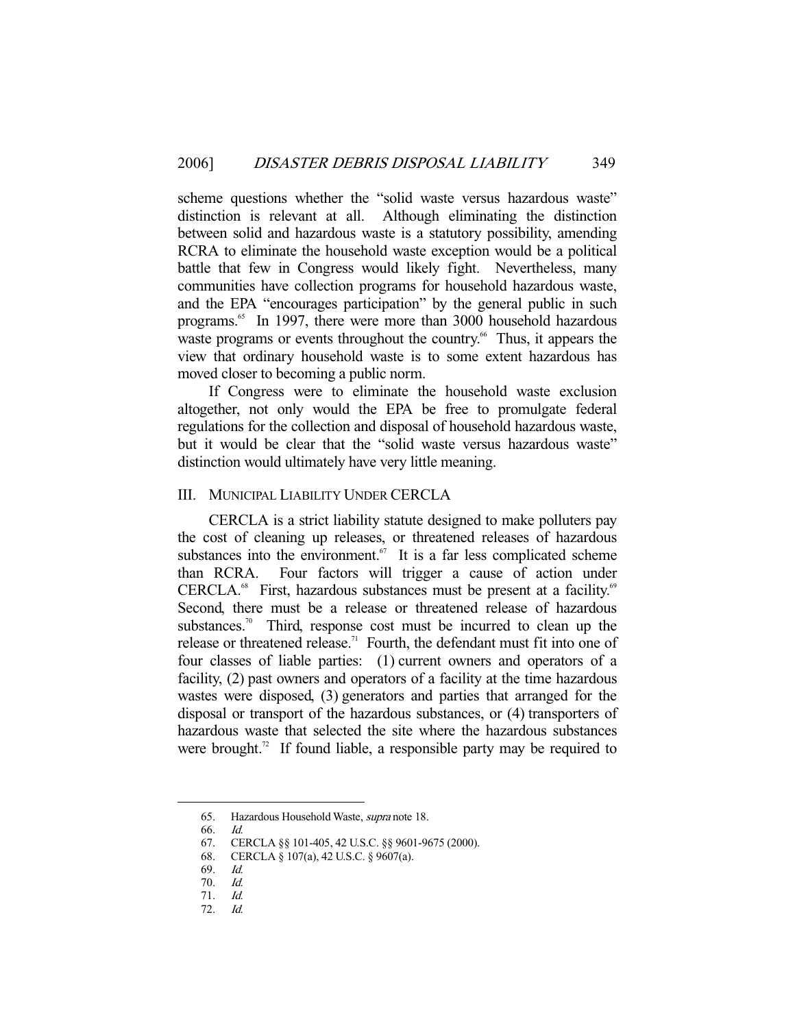scheme questions whether the "solid waste versus hazardous waste" distinction is relevant at all. Although eliminating the distinction between solid and hazardous waste is a statutory possibility, amending RCRA to eliminate the household waste exception would be a political battle that few in Congress would likely fight. Nevertheless, many communities have collection programs for household hazardous waste, and the EPA "encourages participation" by the general public in such programs.[65] In 1997, there were more than 3000 household hazardous waste programs or events throughout the country.[66] Thus, it appears the view that ordinary household waste is to some extent hazardous has moved closer to becoming a public norm.

If Congress were to eliminate the household waste exclusion altogether, not only would the EPA be free to promulgate federal regulations for the collection and disposal of household hazardous waste, but it would be clear that the "solid waste versus hazardous waste" distinction would ultimately have very little meaning.

## III. MUNICIPAL LIABILITY UNDER CERCLA

CERCLA is a strict liability statute designed to make polluters pay the cost of cleaning up releases, or threatened releases of hazardous substances into the environment.[67] It is a far less complicated scheme than RCRA. Four factors will trigger a cause of action under CERCLA.[68] First, hazardous substances must be present at a facility.[69] Second, there must be a release or threatened release of hazardous substances.[70] Third, response cost must be incurred to clean up the release or threatened release.[71] Fourth, the defendant must fit into one of four classes of liable parties: (1) current owners and operators of a facility, (2) past owners and operators of a facility at the time hazardous wastes were disposed, (3) generators and parties that arranged for the disposal or transport of the hazardous substances, or (4) transporters of hazardous waste that selected the site where the hazardous substances were brought.[72] If found liable, a responsible party may be required to

---

65. Hazardous Household Waste, *supra* note 18.

66. *Id.*

67. CERCLA §§ 101-405, 42 U.S.C. §§ 9601-9675 (2000).

68. CERCLA § 107(a), 42 U.S.C. § 9607(a).

69. *Id.*

70. *Id.*

71. *Id.*

72. *Id.*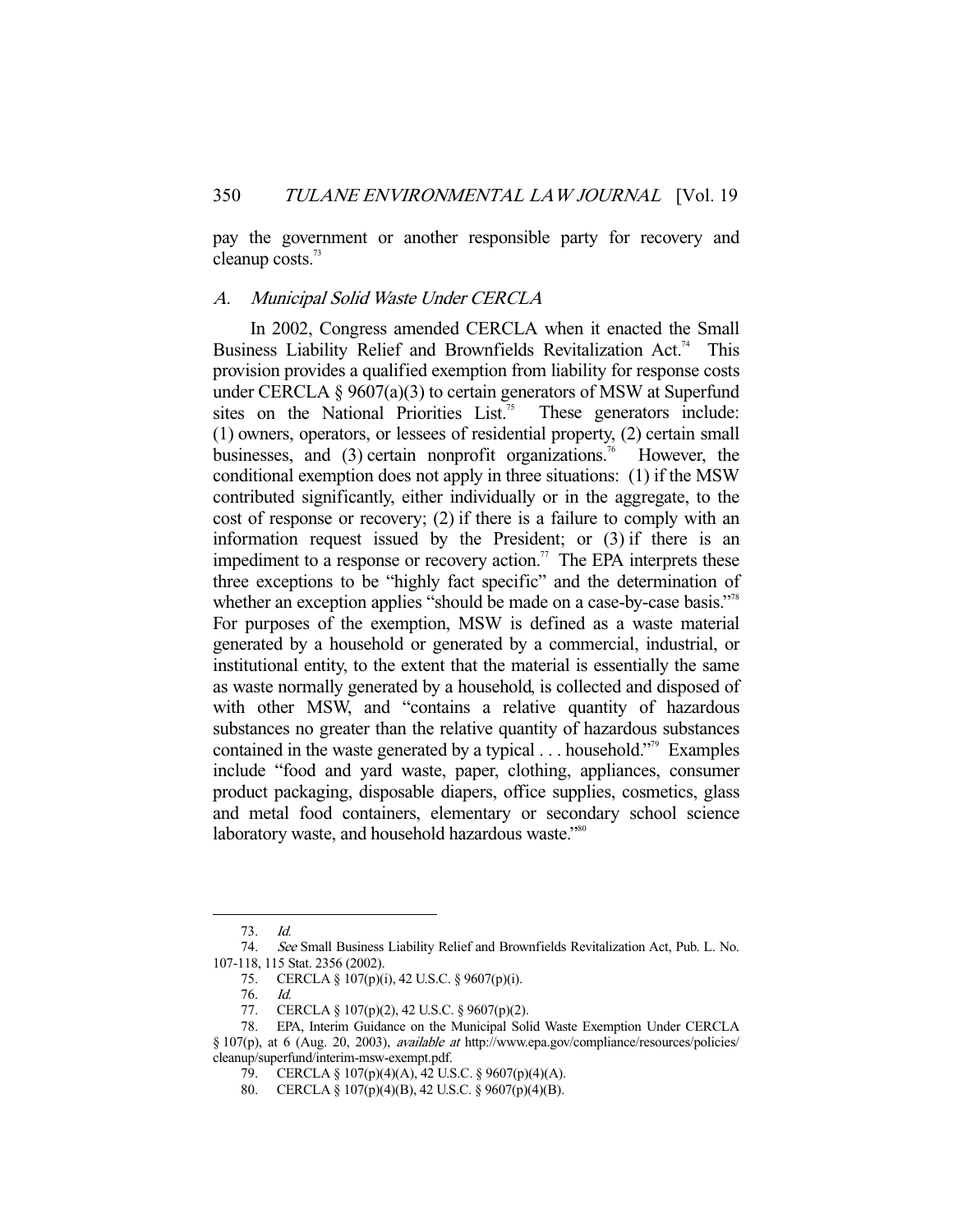pay the government or another responsible party for recovery and cleanup costs.[73]

### A. Municipal Solid Waste Under CERCLA

In 2002, Congress amended CERCLA when it enacted the Small Business Liability Relief and Brownfields Revitalization Act.[74] This provision provides a qualified exemption from liability for response costs under CERCLA § 9607(a)(3) to certain generators of MSW at Superfund sites on the National Priorities List.[75] These generators include: (1) owners, operators, or lessees of residential property, (2) certain small businesses, and (3) certain nonprofit organizations.[76] However, the conditional exemption does not apply in three situations: (1) if the MSW contributed significantly, either individually or in the aggregate, to the cost of response or recovery; (2) if there is a failure to comply with an information request issued by the President; or (3) if there is an impediment to a response or recovery action.[77] The EPA interprets these three exceptions to be "highly fact specific" and the determination of whether an exception applies "should be made on a case-by-case basis."[78] For purposes of the exemption, MSW is defined as a waste material generated by a household or generated by a commercial, industrial, or institutional entity, to the extent that the material is essentially the same as waste normally generated by a household, is collected and disposed of with other MSW, and "contains a relative quantity of hazardous substances no greater than the relative quantity of hazardous substances contained in the waste generated by a typical . . . household."[79] Examples include "food and yard waste, paper, clothing, appliances, consumer product packaging, disposable diapers, office supplies, cosmetics, glass and metal food containers, elementary or secondary school science laboratory waste, and household hazardous waste."[80]

---

73. *Id.*

74. *See* Small Business Liability Relief and Brownfields Revitalization Act, Pub. L. No. 107-118, 115 Stat. 2356 (2002).

75. CERCLA § 107(p)(i), 42 U.S.C. § 9607(p)(i).

76. *Id.*

77. CERCLA § 107(p)(2), 42 U.S.C. § 9607(p)(2).

78. EPA, Interim Guidance on the Municipal Solid Waste Exemption Under CERCLA § 107(p), at 6 (Aug. 20, 2003), *available at* http://www.epa.gov/compliance/resources/policies/cleanup/superfund/interim-msw-exempt.pdf.

79. CERCLA § 107(p)(4)(A), 42 U.S.C. § 9607(p)(4)(A).

80. CERCLA § 107(p)(4)(B), 42 U.S.C. § 9607(p)(4)(B).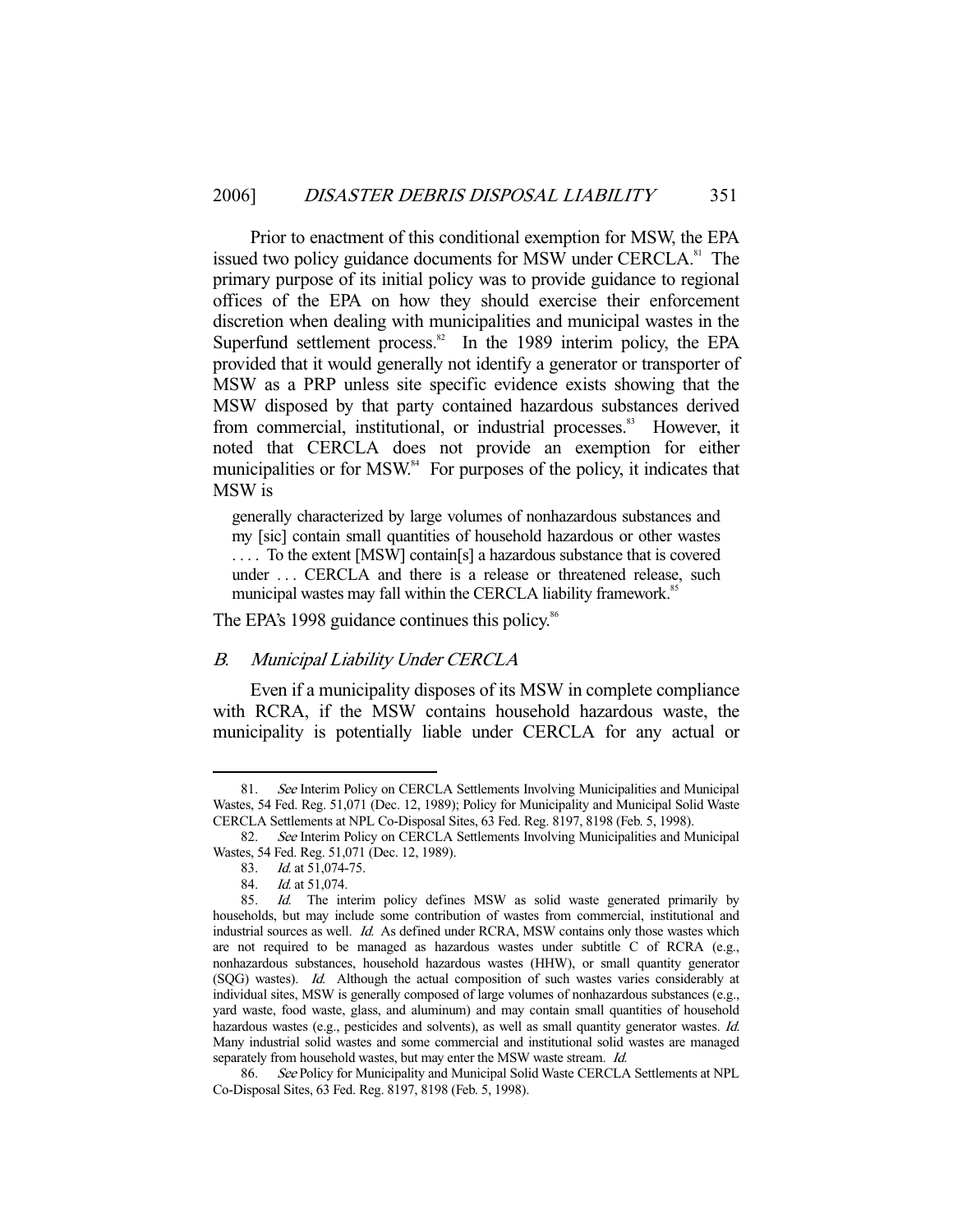Prior to enactment of this conditional exemption for MSW, the EPA issued two policy guidance documents for MSW under CERCLA.[81] The primary purpose of its initial policy was to provide guidance to regional offices of the EPA on how they should exercise their enforcement discretion when dealing with municipalities and municipal wastes in the Superfund settlement process.[82] In the 1989 interim policy, the EPA provided that it would generally not identify a generator or transporter of MSW as a PRP unless site specific evidence exists showing that the MSW disposed by that party contained hazardous substances derived from commercial, institutional, or industrial processes.[83] However, it noted that CERCLA does not provide an exemption for either municipalities or for MSW.[84] For purposes of the policy, it indicates that MSW is

> generally characterized by large volumes of nonhazardous substances and my [sic] contain small quantities of household hazardous or other wastes . . . . To the extent [MSW] contain[s] a hazardous substance that is covered under . . . CERCLA and there is a release or threatened release, such municipal wastes may fall within the CERCLA liability framework.[85]

The EPA's 1998 guidance continues this policy.[86]

### *B. Municipal Liability Under CERCLA*

Even if a municipality disposes of its MSW in complete compliance with RCRA, if the MSW contains household hazardous waste, the municipality is potentially liable under CERCLA for any actual or

---

81. *See* Interim Policy on CERCLA Settlements Involving Municipalities and Municipal Wastes, 54 Fed. Reg. 51,071 (Dec. 12, 1989); Policy for Municipality and Municipal Solid Waste CERCLA Settlements at NPL Co-Disposal Sites, 63 Fed. Reg. 8197, 8198 (Feb. 5, 1998).

82. *See* Interim Policy on CERCLA Settlements Involving Municipalities and Municipal Wastes, 54 Fed. Reg. 51,071 (Dec. 12, 1989).

83. *Id.* at 51,074-75.

84. *Id.* at 51,074.

85. *Id.* The interim policy defines MSW as solid waste generated primarily by households, but may include some contribution of wastes from commercial, institutional and industrial sources as well. *Id.* As defined under RCRA, MSW contains only those wastes which are not required to be managed as hazardous wastes under subtitle C of RCRA (e.g., nonhazardous substances, household hazardous wastes (HHW), or small quantity generator (SQG) wastes). *Id.* Although the actual composition of such wastes varies considerably at individual sites, MSW is generally composed of large volumes of nonhazardous substances (e.g., yard waste, food waste, glass, and aluminum) and may contain small quantities of household hazardous wastes (e.g., pesticides and solvents), as well as small quantity generator wastes. *Id.* Many industrial solid wastes and some commercial and institutional solid wastes are managed separately from household wastes, but may enter the MSW waste stream. *Id.*

86. *See* Policy for Municipality and Municipal Solid Waste CERCLA Settlements at NPL Co-Disposal Sites, 63 Fed. Reg. 8197, 8198 (Feb. 5, 1998).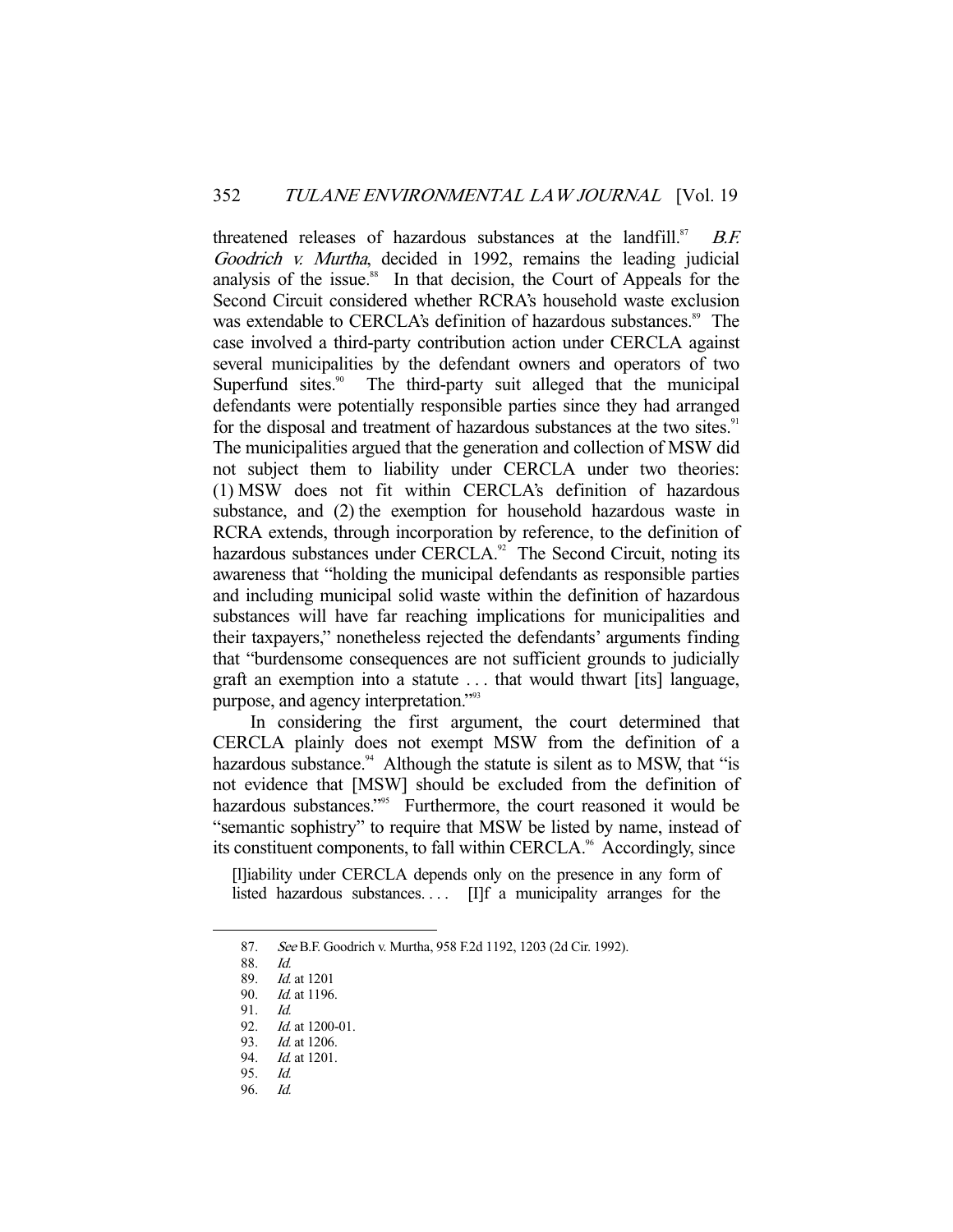threatened releases of hazardous substances at the landfill.[87] *B.F. Goodrich v. Murtha*, decided in 1992, remains the leading judicial analysis of the issue.[88] In that decision, the Court of Appeals for the Second Circuit considered whether RCRA's household waste exclusion was extendable to CERCLA's definition of hazardous substances.[89] The case involved a third-party contribution action under CERCLA against several municipalities by the defendant owners and operators of two Superfund sites.[90] The third-party suit alleged that the municipal defendants were potentially responsible parties since they had arranged for the disposal and treatment of hazardous substances at the two sites.[91] The municipalities argued that the generation and collection of MSW did not subject them to liability under CERCLA under two theories: (1) MSW does not fit within CERCLA's definition of hazardous substance, and (2) the exemption for household hazardous waste in RCRA extends, through incorporation by reference, to the definition of hazardous substances under CERCLA.[92] The Second Circuit, noting its awareness that "holding the municipal defendants as responsible parties and including municipal solid waste within the definition of hazardous substances will have far reaching implications for municipalities and their taxpayers," nonetheless rejected the defendants' arguments finding that "burdensome consequences are not sufficient grounds to judicially graft an exemption into a statute . . . that would thwart [its] language, purpose, and agency interpretation."[93]

In considering the first argument, the court determined that CERCLA plainly does not exempt MSW from the definition of a hazardous substance.[94] Although the statute is silent as to MSW, that "is not evidence that [MSW] should be excluded from the definition of hazardous substances."[95] Furthermore, the court reasoned it would be "semantic sophistry" to require that MSW be listed by name, instead of its constituent components, to fall within CERCLA.[96] Accordingly, since

> [l]iability under CERCLA depends only on the presence in any form of listed hazardous substances. . . . [I]f a municipality arranges for the

---

87. *See* B.F. Goodrich v. Murtha, 958 F.2d 1192, 1203 (2d Cir. 1992).

88. *Id.*

89. *Id.* at 1201

90. *Id.* at 1196.

91. *Id.*

92. *Id.* at 1200-01.

93. *Id.* at 1206.

94. *Id.* at 1201.

95. *Id.*

96. *Id.*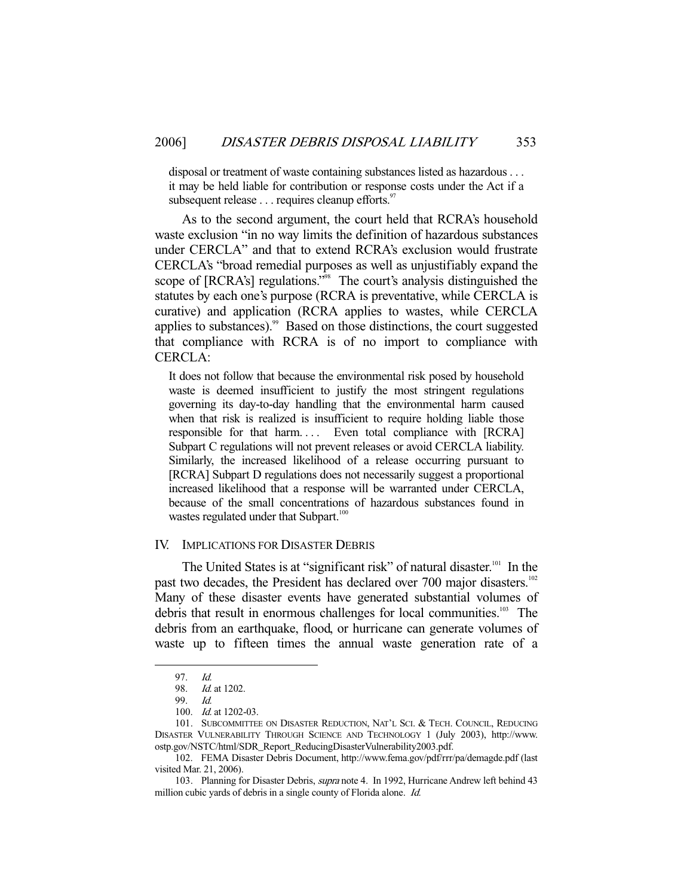> disposal or treatment of waste containing substances listed as hazardous . . . it may be held liable for contribution or response costs under the Act if a subsequent release . . . requires cleanup efforts.[97]

As to the second argument, the court held that RCRA's household waste exclusion "in no way limits the definition of hazardous substances under CERCLA" and that to extend RCRA's exclusion would frustrate CERCLA's "broad remedial purposes as well as unjustifiably expand the scope of [RCRA's] regulations."[98] The court's analysis distinguished the statutes by each one's purpose (RCRA is preventative, while CERCLA is curative) and application (RCRA applies to wastes, while CERCLA applies to substances).[99] Based on those distinctions, the court suggested that compliance with RCRA is of no import to compliance with CERCLA:

> It does not follow that because the environmental risk posed by household waste is deemed insufficient to justify the most stringent regulations governing its day-to-day handling that the environmental harm caused when that risk is realized is insufficient to require holding liable those responsible for that harm. . . . Even total compliance with [RCRA] Subpart C regulations will not prevent releases or avoid CERCLA liability. Similarly, the increased likelihood of a release occurring pursuant to [RCRA] Subpart D regulations does not necessarily suggest a proportional increased likelihood that a response will be warranted under CERCLA, because of the small concentrations of hazardous substances found in wastes regulated under that Subpart.[100]

## IV. IMPLICATIONS FOR DISASTER DEBRIS

The United States is at "significant risk" of natural disaster.[101] In the past two decades, the President has declared over 700 major disasters.[102] Many of these disaster events have generated substantial volumes of debris that result in enormous challenges for local communities.[103] The debris from an earthquake, flood, or hurricane can generate volumes of waste up to fifteen times the annual waste generation rate of a

---

97. *Id.*

98. *Id.* at 1202.

99. *Id.*

100. *Id.* at 1202-03.

101. SUBCOMMITTEE ON DISASTER REDUCTION, NAT'L SCI. & TECH. COUNCIL, REDUCING DISASTER VULNERABILITY THROUGH SCIENCE AND TECHNOLOGY 1 (July 2003), http://www.ostp.gov/NSTC/html/SDR_Report_ReducingDisasterVulnerability2003.pdf.

102. FEMA Disaster Debris Document, http://www.fema.gov/pdf/rrr/pa/demagde.pdf (last visited Mar. 21, 2006).

103. Planning for Disaster Debris, *supra* note 4. In 1992, Hurricane Andrew left behind 43 million cubic yards of debris in a single county of Florida alone. *Id.*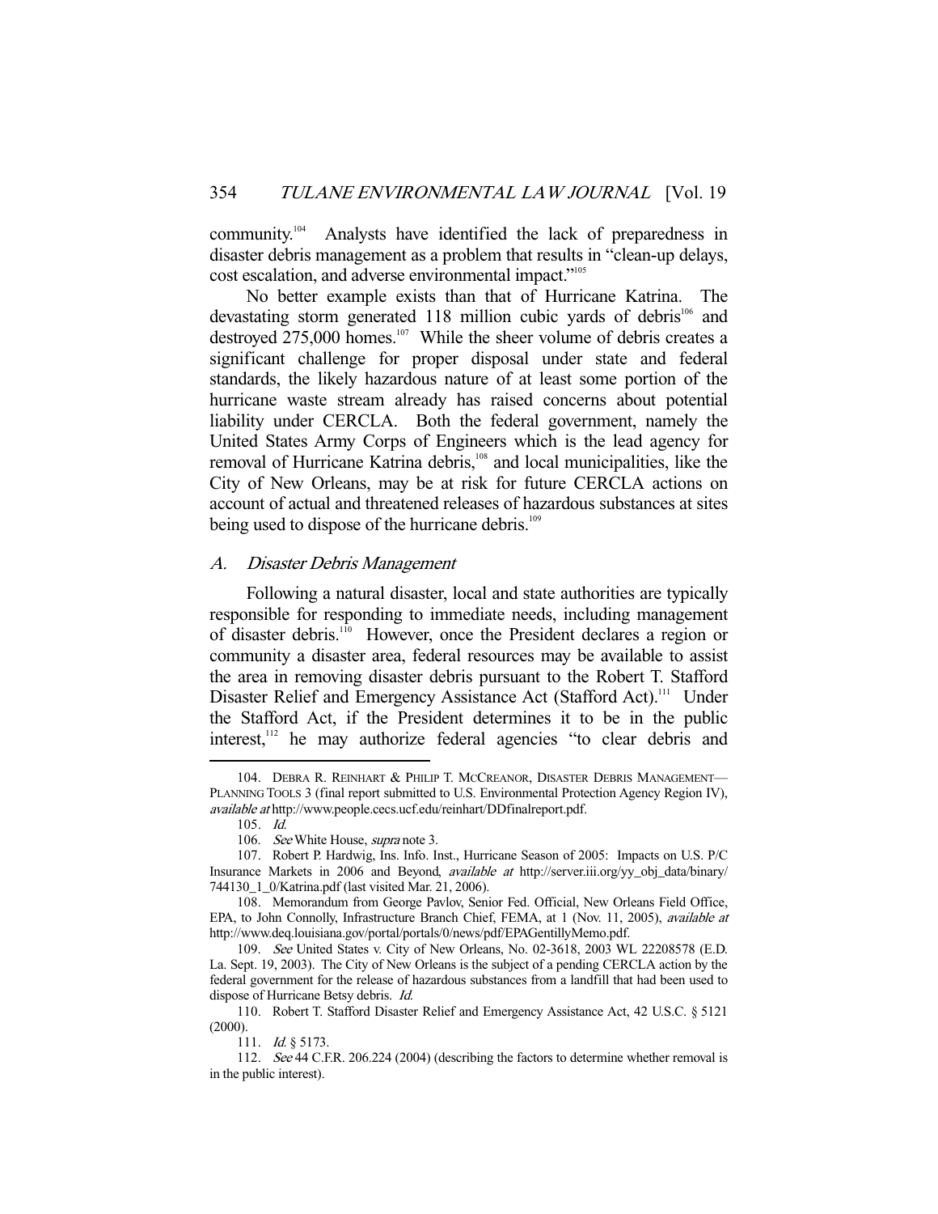community.[104] Analysts have identified the lack of preparedness in disaster debris management as a problem that results in "clean-up delays, cost escalation, and adverse environmental impact."[105]

No better example exists than that of Hurricane Katrina. The devastating storm generated 118 million cubic yards of debris[106] and destroyed 275,000 homes.[107] While the sheer volume of debris creates a significant challenge for proper disposal under state and federal standards, the likely hazardous nature of at least some portion of the hurricane waste stream already has raised concerns about potential liability under CERCLA. Both the federal government, namely the United States Army Corps of Engineers which is the lead agency for removal of Hurricane Katrina debris,[108] and local municipalities, like the City of New Orleans, may be at risk for future CERCLA actions on account of actual and threatened releases of hazardous substances at sites being used to dispose of the hurricane debris.[109]

### A. *Disaster Debris Management*

Following a natural disaster, local and state authorities are typically responsible for responding to immediate needs, including management of disaster debris.[110] However, once the President declares a region or community a disaster area, federal resources may be available to assist the area in removing disaster debris pursuant to the Robert T. Stafford Disaster Relief and Emergency Assistance Act (Stafford Act).[111] Under the Stafford Act, if the President determines it to be in the public interest,[112] he may authorize federal agencies "to clear debris and

---

104. DEBRA R. REINHART & PHILIP T. MCCREANOR, DISASTER DEBRIS MANAGEMENT—PLANNING TOOLS 3 (final report submitted to U.S. Environmental Protection Agency Region IV), *available at* http://www.people.cecs.ucf.edu/reinhart/DDfinalreport.pdf.

105. *Id.*

106. *See* White House, *supra* note 3.

107. Robert P. Hardwig, Ins. Info. Inst., Hurricane Season of 2005: Impacts on U.S. P/C Insurance Markets in 2006 and Beyond, *available at* http://server.iii.org/yy_obj_data/binary/744130_1_0/Katrina.pdf (last visited Mar. 21, 2006).

108. Memorandum from George Pavlov, Senior Fed. Official, New Orleans Field Office, EPA, to John Connolly, Infrastructure Branch Chief, FEMA, at 1 (Nov. 11, 2005), *available at* http://www.deq.louisiana.gov/portal/portals/0/news/pdf/EPAGentillyMemo.pdf.

109. *See* United States v. City of New Orleans, No. 02-3618, 2003 WL 22208578 (E.D. La. Sept. 19, 2003). The City of New Orleans is the subject of a pending CERCLA action by the federal government for the release of hazardous substances from a landfill that had been used to dispose of Hurricane Betsy debris. *Id.*

110. Robert T. Stafford Disaster Relief and Emergency Assistance Act, 42 U.S.C. § 5121 (2000).

111. *Id.* § 5173.

112. *See* 44 C.F.R. 206.224 (2004) (describing the factors to determine whether removal is in the public interest).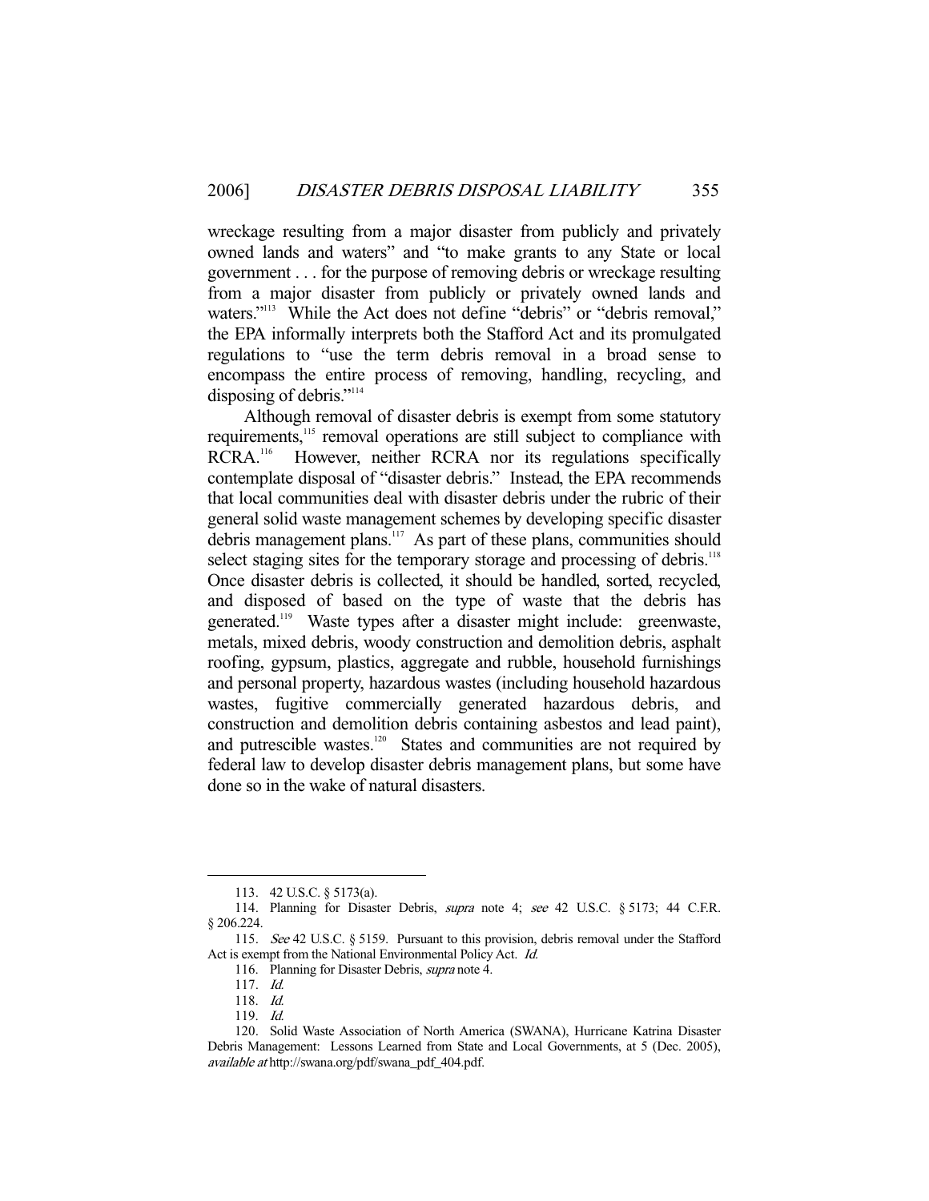wreckage resulting from a major disaster from publicly and privately owned lands and waters" and "to make grants to any State or local government . . . for the purpose of removing debris or wreckage resulting from a major disaster from publicly or privately owned lands and waters."[113] While the Act does not define "debris" or "debris removal," the EPA informally interprets both the Stafford Act and its promulgated regulations to "use the term debris removal in a broad sense to encompass the entire process of removing, handling, recycling, and disposing of debris."[114]

Although removal of disaster debris is exempt from some statutory requirements,[115] removal operations are still subject to compliance with RCRA.[116] However, neither RCRA nor its regulations specifically contemplate disposal of "disaster debris." Instead, the EPA recommends that local communities deal with disaster debris under the rubric of their general solid waste management schemes by developing specific disaster debris management plans.[117] As part of these plans, communities should select staging sites for the temporary storage and processing of debris.[118] Once disaster debris is collected, it should be handled, sorted, recycled, and disposed of based on the type of waste that the debris has generated.[119] Waste types after a disaster might include: greenwaste, metals, mixed debris, woody construction and demolition debris, asphalt roofing, gypsum, plastics, aggregate and rubble, household furnishings and personal property, hazardous wastes (including household hazardous wastes, fugitive commercially generated hazardous debris, and construction and demolition debris containing asbestos and lead paint), and putrescible wastes.[120] States and communities are not required by federal law to develop disaster debris management plans, but some have done so in the wake of natural disasters.

---

113. 42 U.S.C. § 5173(a).

114. Planning for Disaster Debris, *supra* note 4; *see* 42 U.S.C. § 5173; 44 C.F.R. § 206.224.

115. *See* 42 U.S.C. § 5159. Pursuant to this provision, debris removal under the Stafford Act is exempt from the National Environmental Policy Act. *Id.*

116. Planning for Disaster Debris, *supra* note 4.

117. *Id.*

118. *Id.*

119. *Id.*

120. Solid Waste Association of North America (SWANA), Hurricane Katrina Disaster Debris Management: Lessons Learned from State and Local Governments, at 5 (Dec. 2005), *available at* http://swana.org/pdf/swana_pdf_404.pdf.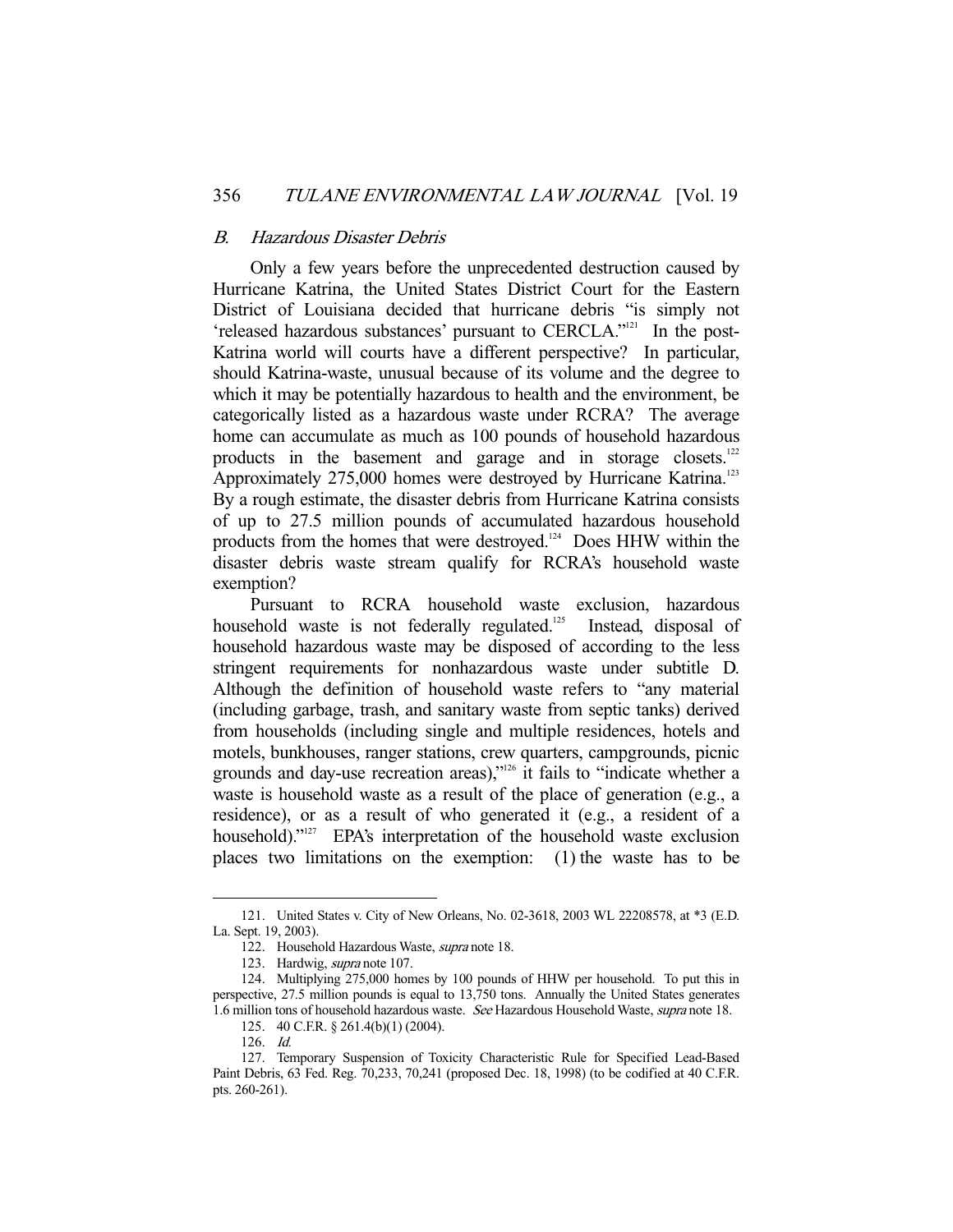### *B. Hazardous Disaster Debris*

Only a few years before the unprecedented destruction caused by Hurricane Katrina, the United States District Court for the Eastern District of Louisiana decided that hurricane debris "is simply not 'released hazardous substances' pursuant to CERCLA."[121] In the post-Katrina world will courts have a different perspective? In particular, should Katrina-waste, unusual because of its volume and the degree to which it may be potentially hazardous to health and the environment, be categorically listed as a hazardous waste under RCRA? The average home can accumulate as much as 100 pounds of household hazardous products in the basement and garage and in storage closets.[122] Approximately 275,000 homes were destroyed by Hurricane Katrina.[123] By a rough estimate, the disaster debris from Hurricane Katrina consists of up to 27.5 million pounds of accumulated hazardous household products from the homes that were destroyed.[124] Does HHW within the disaster debris waste stream qualify for RCRA's household waste exemption?

Pursuant to RCRA household waste exclusion, hazardous household waste is not federally regulated.[125] Instead, disposal of household hazardous waste may be disposed of according to the less stringent requirements for nonhazardous waste under subtitle D. Although the definition of household waste refers to "any material (including garbage, trash, and sanitary waste from septic tanks) derived from households (including single and multiple residences, hotels and motels, bunkhouses, ranger stations, crew quarters, campgrounds, picnic grounds and day-use recreation areas),"[126] it fails to "indicate whether a waste is household waste as a result of the place of generation (e.g., a residence), or as a result of who generated it (e.g., a resident of a household)."[127] EPA's interpretation of the household waste exclusion places two limitations on the exemption: (1) the waste has to be

---

121. United States v. City of New Orleans, No. 02-3618, 2003 WL 22208578, at *3 (E.D. La. Sept. 19, 2003).

122. Household Hazardous Waste, *supra* note 18.

123. Hardwig, *supra* note 107.

124. Multiplying 275,000 homes by 100 pounds of HHW per household. To put this in perspective, 27.5 million pounds is equal to 13,750 tons. Annually the United States generates 1.6 million tons of household hazardous waste. *See* Hazardous Household Waste, *supra* note 18.

125. 40 C.F.R. § 261.4(b)(1) (2004).

126. *Id.*

127. Temporary Suspension of Toxicity Characteristic Rule for Specified Lead-Based Paint Debris, 63 Fed. Reg. 70,233, 70,241 (proposed Dec. 18, 1998) (to be codified at 40 C.F.R. pts. 260-261).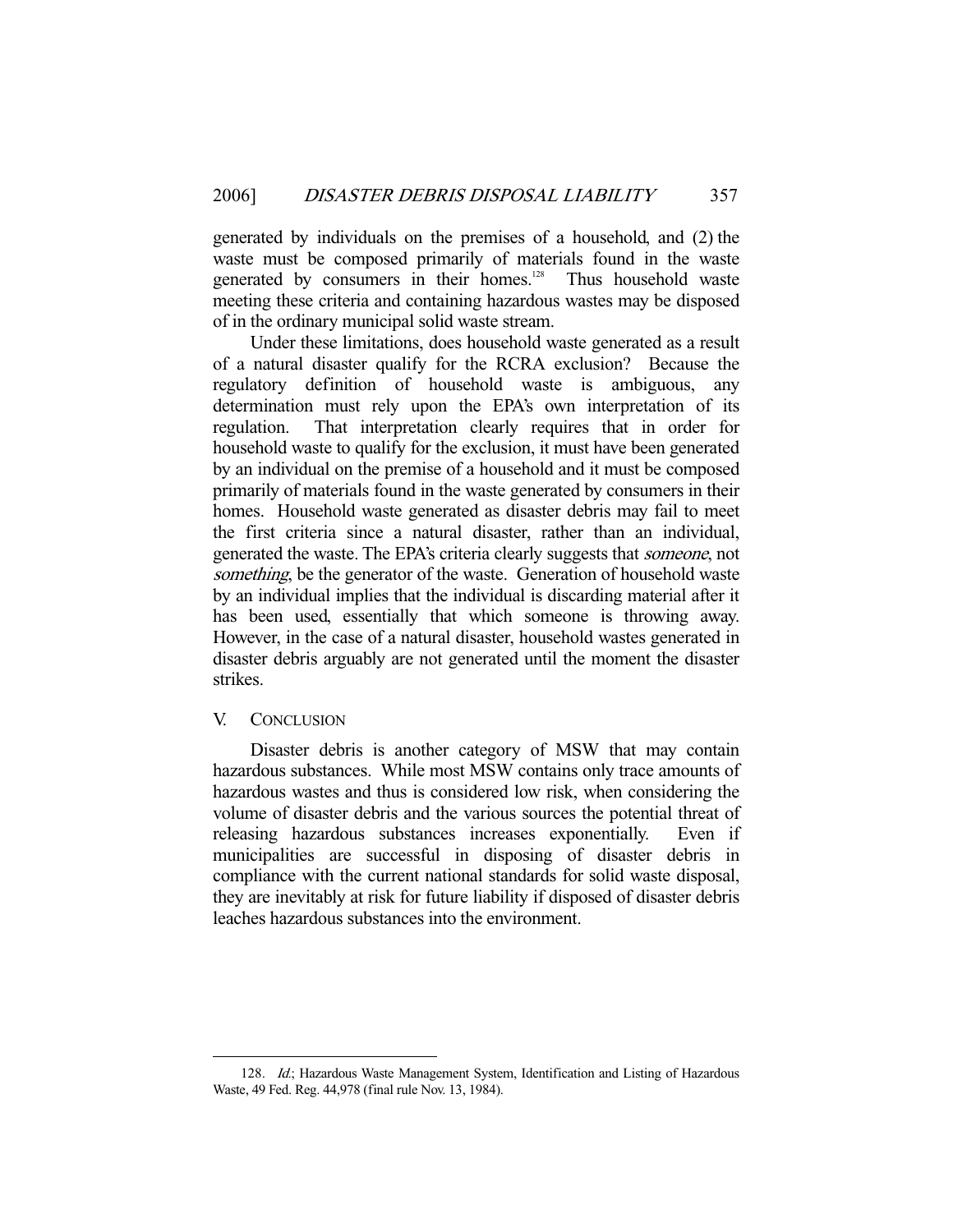generated by individuals on the premises of a household, and (2) the waste must be composed primarily of materials found in the waste generated by consumers in their homes.[128] Thus household waste meeting these criteria and containing hazardous wastes may be disposed of in the ordinary municipal solid waste stream.

Under these limitations, does household waste generated as a result of a natural disaster qualify for the RCRA exclusion? Because the regulatory definition of household waste is ambiguous, any determination must rely upon the EPA's own interpretation of its regulation. That interpretation clearly requires that in order for household waste to qualify for the exclusion, it must have been generated by an individual on the premise of a household and it must be composed primarily of materials found in the waste generated by consumers in their homes. Household waste generated as disaster debris may fail to meet the first criteria since a natural disaster, rather than an individual, generated the waste. The EPA's criteria clearly suggests that *someone*, not *something*, be the generator of the waste. Generation of household waste by an individual implies that the individual is discarding material after it has been used, essentially that which someone is throwing away. However, in the case of a natural disaster, household wastes generated in disaster debris arguably are not generated until the moment the disaster strikes.

## V. CONCLUSION

Disaster debris is another category of MSW that may contain hazardous substances. While most MSW contains only trace amounts of hazardous wastes and thus is considered low risk, when considering the volume of disaster debris and the various sources the potential threat of releasing hazardous substances increases exponentially. Even if municipalities are successful in disposing of disaster debris in compliance with the current national standards for solid waste disposal, they are inevitably at risk for future liability if disposed of disaster debris leaches hazardous substances into the environment.

---

128. *Id.*; Hazardous Waste Management System, Identification and Listing of Hazardous Waste, 49 Fed. Reg. 44,978 (final rule Nov. 13, 1984).